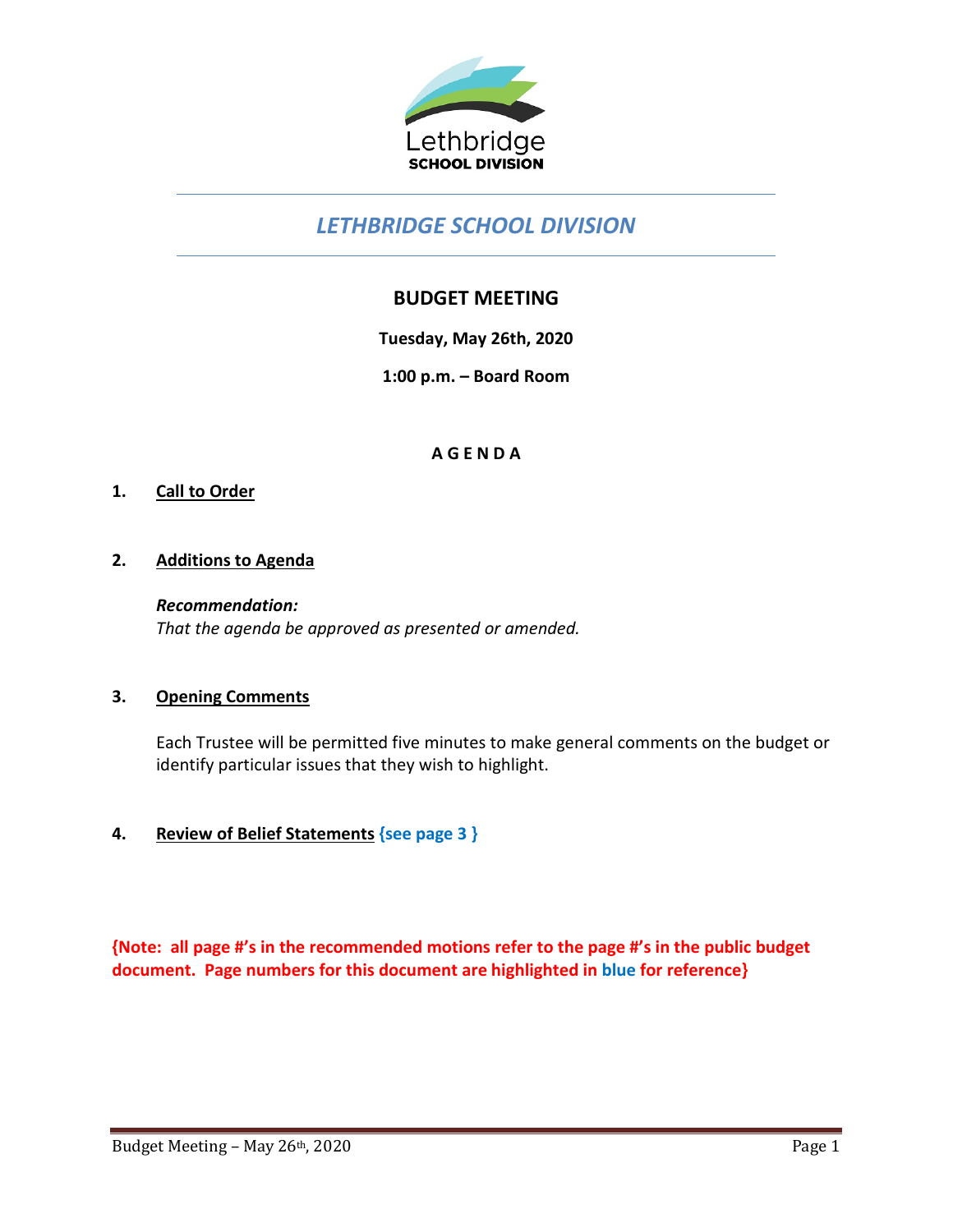# *LETHBRIDGE SCHOOL DIVISION*

## BUDGET MEETING

**Tuesday, May 26th, 2020**

**1:00 p.m. – Board Room**

**A G E N D A**

1. **Call to Order**

2. **Additions to Agenda**

   ***Recommendation:***
   *That the agenda be approved as presented or amended.*

3. **Opening Comments**

   Each Trustee will be permitted five minutes to make general comments on the budget or identify particular issues that they wish to highlight.

4. **Review of Belief Statements** **{see page 3 }**

**{Note: all page #'s in the recommended motions refer to the page #'s in the public budget document. Page numbers for this document are highlighted in blue for reference}**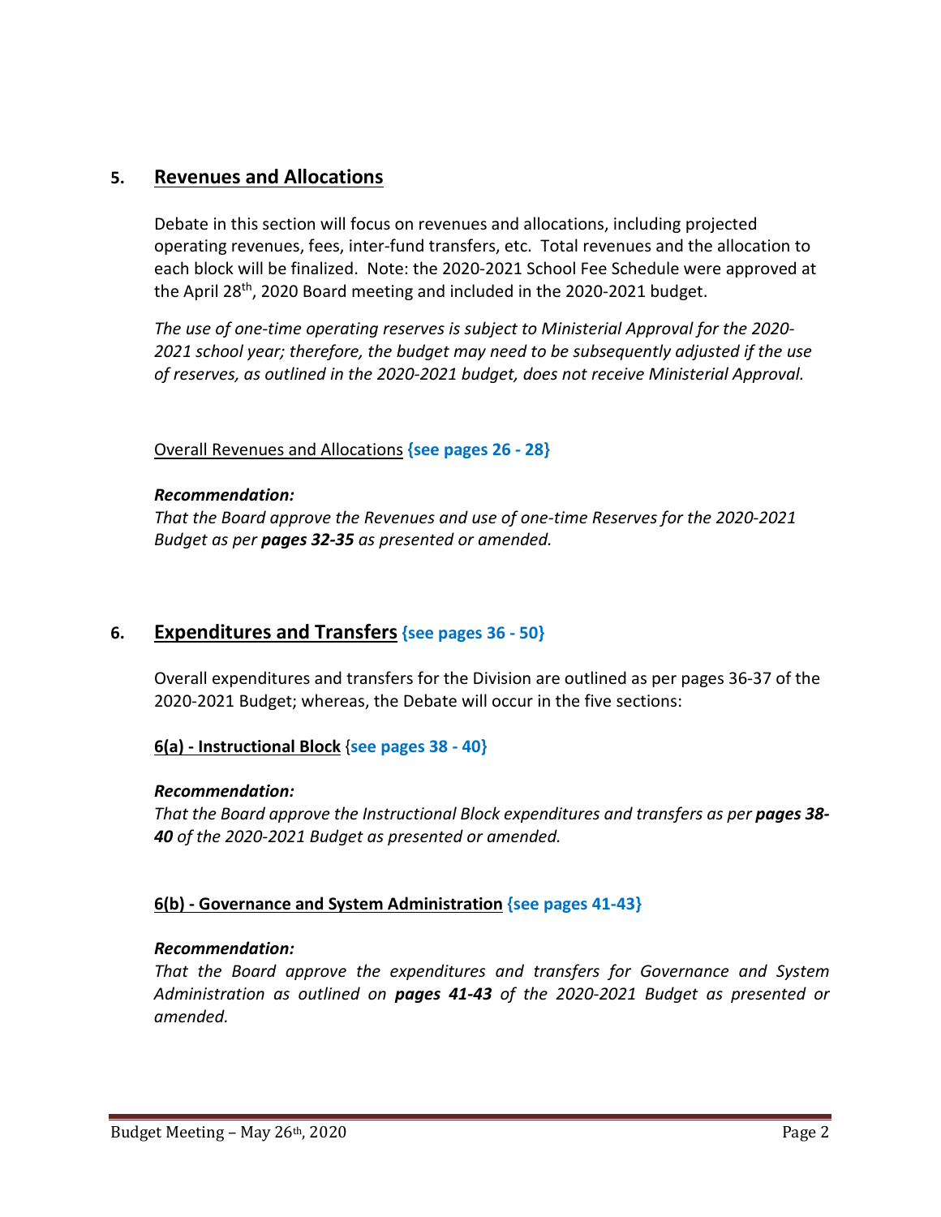## 5. Revenues and Allocations

Debate in this section will focus on revenues and allocations, including projected operating revenues, fees, inter-fund transfers, etc. Total revenues and the allocation to each block will be finalized. Note: the 2020-2021 School Fee Schedule were approved at the April 28th, 2020 Board meeting and included in the 2020-2021 budget.

*The use of one-time operating reserves is subject to Ministerial Approval for the 2020-2021 school year; therefore, the budget may need to be subsequently adjusted if the use of reserves, as outlined in the 2020-2021 budget, does not receive Ministerial Approval.*

Overall Revenues and Allocations **{see pages 26 - 28}**

***Recommendation:***
*That the Board approve the Revenues and use of one-time Reserves for the 2020-2021 Budget as per **pages 32-35** as presented or amended.*

## 6. Expenditures and Transfers {see pages 36 - 50}

Overall expenditures and transfers for the Division are outlined as per pages 36-37 of the 2020-2021 Budget; whereas, the Debate will occur in the five sections:

**6(a) - Instructional Block** {**see pages 38 - 40}**

***Recommendation:***
*That the Board approve the Instructional Block expenditures and transfers as per **pages 38-40** of the 2020-2021 Budget as presented or amended.*

**6(b) - Governance and System Administration** **{see pages 41-43}**

***Recommendation:***
*That the Board approve the expenditures and transfers for Governance and System Administration as outlined on **pages 41-43** of the 2020-2021 Budget as presented or amended.*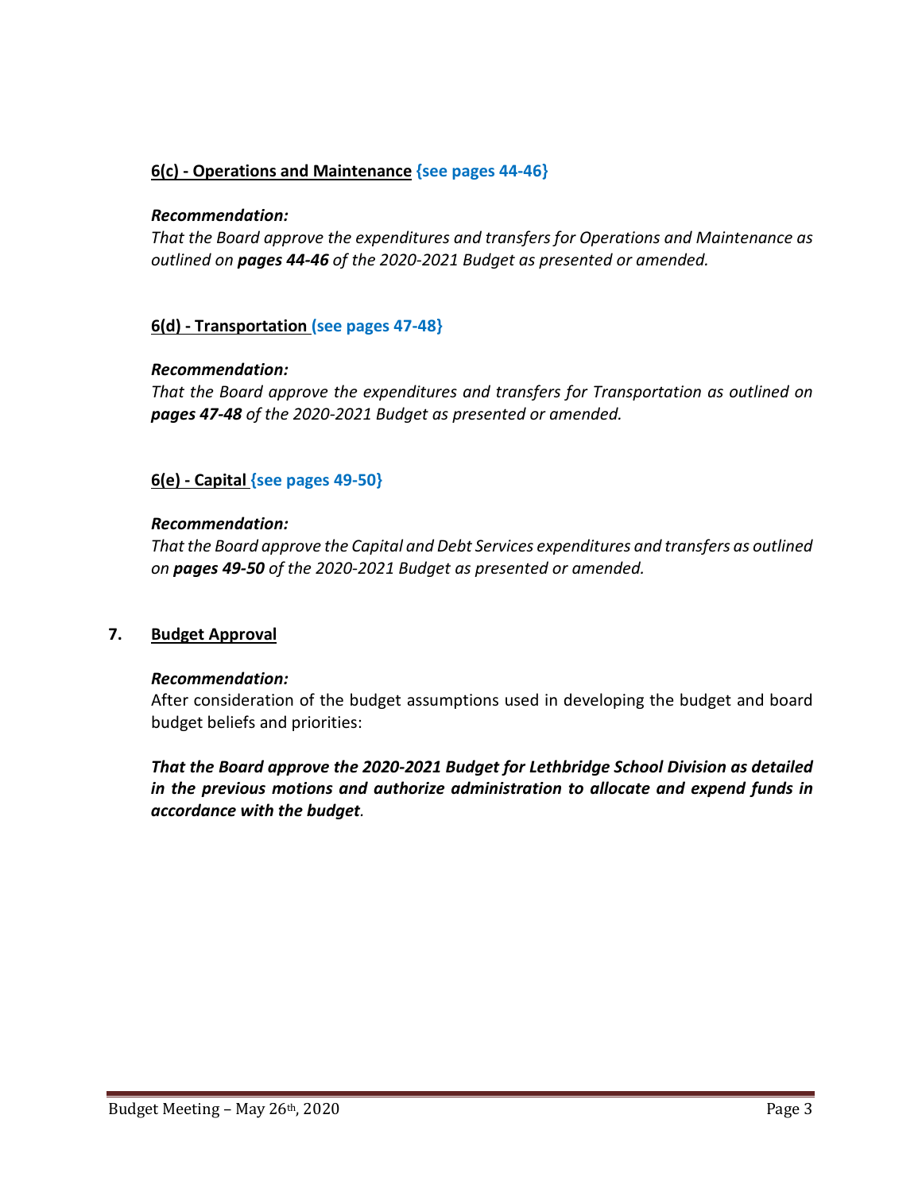**6(c) - Operations and Maintenance** **{see pages 44-46}**

***Recommendation:***

*That the Board approve the expenditures and transfers for Operations and Maintenance as outlined on **pages 44-46** of the 2020-2021 Budget as presented or amended.*

**6(d) - Transportation** **(see pages 47-48}**

***Recommendation:***

*That the Board approve the expenditures and transfers for Transportation as outlined on **pages 47-48** of the 2020-2021 Budget as presented or amended.*

**6(e) - Capital** **{see pages 49-50}**

***Recommendation:***

*That the Board approve the Capital and Debt Services expenditures and transfers as outlined on **pages 49-50** of the 2020-2021 Budget as presented or amended.*

## 7. Budget Approval

***Recommendation:***

After consideration of the budget assumptions used in developing the budget and board budget beliefs and priorities:

***That the Board approve the 2020-2021 Budget for Lethbridge School Division as detailed in the previous motions and authorize administration to allocate and expend funds in accordance with the budget.***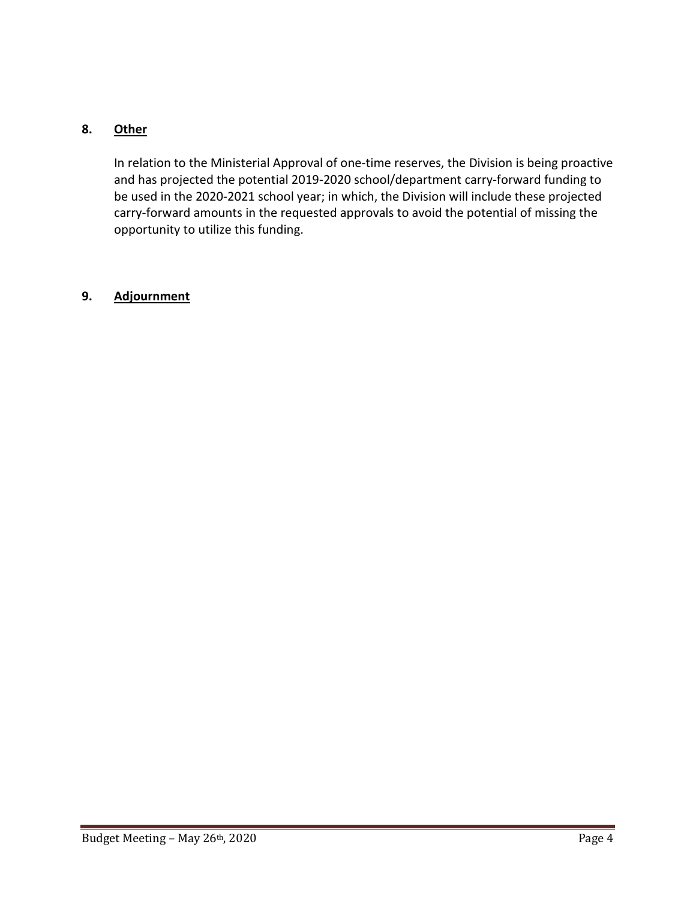## 8. Other

In relation to the Ministerial Approval of one-time reserves, the Division is being proactive and has projected the potential 2019-2020 school/department carry-forward funding to be used in the 2020-2021 school year; in which, the Division will include these projected carry-forward amounts in the requested approvals to avoid the potential of missing the opportunity to utilize this funding.

## 9. Adjournment